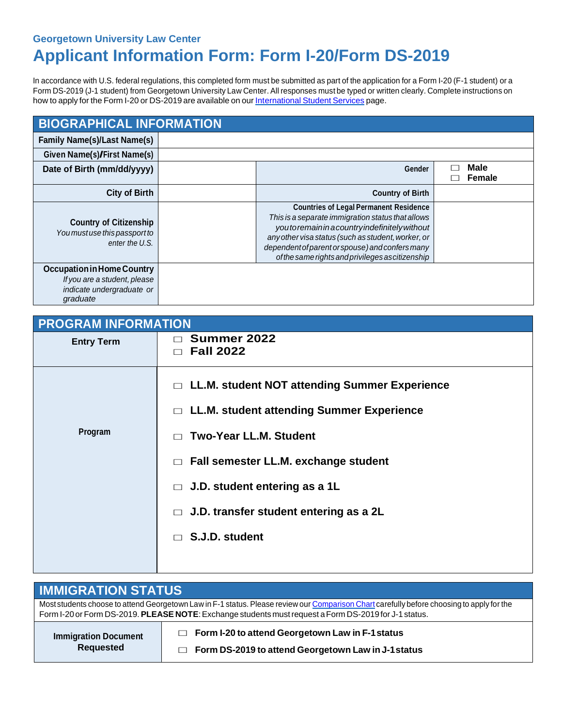**Georgetown University Law Center**

# Applicant Information Form: Form I-20/Form DS-2019

In accordance with U.S. federal regulations, this completed form must be submitted as part of the application for a Form I-20 (F-1 student) or a Form DS-2019 (J-1 student) from Georgetown University Law Center. All responses must be typed or written clearly. Complete instructions on how to apply for the Form I-20 or DS-2019 are available on our International Student Services page.

## BIOGRAPHICAL INFORMATION

| | | | |
|---|---|---|---|
| **Family Name(s)/Last Name(s)** | | | |
| **Given Name(s)/First Name(s)** | | | |
| **Date of Birth (mm/dd/yyyy)** | | **Gender** | ☐ **Male**<br>☐ **Female** |
| **City of Birth** | | **Country of Birth** | |
| **Country of Citizenship**<br>*You must use this passport to enter the U.S.* | | **Countries of Legal Permanent Residence**<br>*This is a separate immigration status that allows you to remain in a country indefinitely without any other visa status (such as student, worker, or dependent of parent or spouse) and confers many of the same rights and privileges as citizenship* | |
| **Occupation in Home Country**<br>*If you are a student, please indicate undergraduate or graduate* | | | |

## PROGRAM INFORMATION

| | |
|---|---|
| **Entry Term** | ☐ **Summer 2022**<br>☐ **Fall 2022** |
| **Program** | ☐ **LL.M. student NOT attending Summer Experience**<br>☐ **LL.M. student attending Summer Experience**<br>☐ **Two-Year LL.M. Student**<br>☐ **Fall semester LL.M. exchange student**<br>☐ **J.D. student entering as a 1L**<br>☐ **J.D. transfer student entering as a 2L**<br>☐ **S.J.D. student** |

## IMMIGRATION STATUS

Most students choose to attend Georgetown Law in F-1 status. Please review our Comparison Chart carefully before choosing to apply for the Form I-20 or Form DS-2019. **PLEASE NOTE**: Exchange students must request a Form DS-2019 for J-1 status.

| | |
|---|---|
| **Immigration Document Requested** | ☐ **Form I-20 to attend Georgetown Law in F-1 status**<br>☐ **Form DS-2019 to attend Georgetown Law in J-1 status** |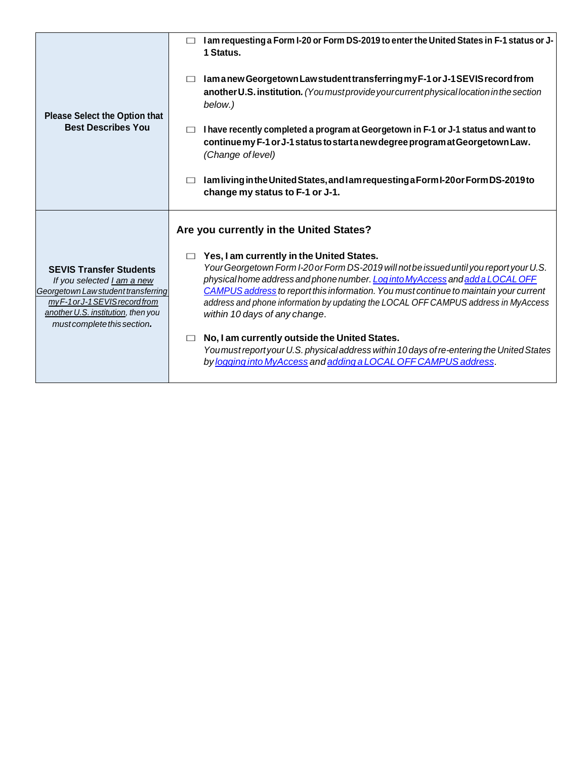| | |
|---|---|
| **Please Select the Option that Best Describes You** | ☐ **I am requesting a Form I-20 or Form DS-2019 to enter the United States in F-1 status or J-1 Status.**<br><br>☐ **I am a new Georgetown Law student transferring my F-1 or J-1 SEVIS record from another U.S. institution.** *(You must provide your current physical location in the section below.)*<br><br>☐ **I have recently completed a program at Georgetown in F-1 or J-1 status and want to continue my F-1 or J-1 status to start a new degree program at Georgetown Law.** *(Change of level)*<br><br>☐ **I am living in the United States, and I am requesting a Form I-20 or Form DS-2019 to change my status to F-1 or J-1.** |
| **SEVIS Transfer Students**<br>*If you selected I am a new Georgetown Law student transferring my F-1 or J-1 SEVIS record from another U.S. institution, then you must complete this section.* | **Are you currently in the United States?**<br><br>☐ **Yes, I am currently in the United States.**<br>*Your Georgetown Form I-20 or Form DS-2019 will not be issued until you report your U.S. physical home address and phone number. Log into MyAccess and add a LOCAL OFF CAMPUS address to report this information. You must continue to maintain your current address and phone information by updating the LOCAL OFF CAMPUS address in MyAccess within 10 days of any change.*<br><br>☐ **No, I am currently outside the United States.**<br>*You must report your U.S. physical address within 10 days of re-entering the United States by logging into MyAccess and adding a LOCAL OFF CAMPUS address.* |